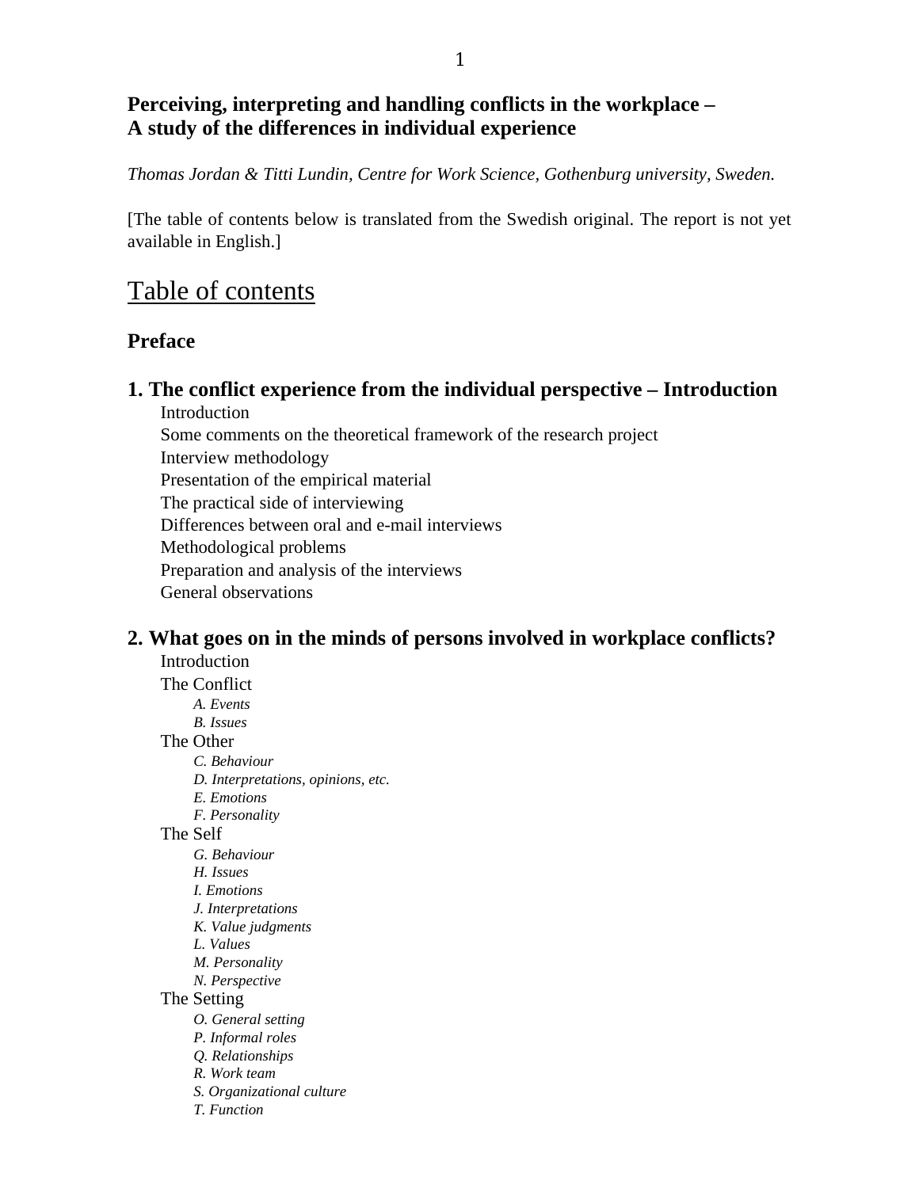**Perceiving, interpreting and handling conflicts in the workplace –**
**A study of the differences in individual experience**

*Thomas Jordan & Titti Lundin, Centre for Work Science, Gothenburg university, Sweden.*

[The table of contents below is translated from the Swedish original. The report is not yet available in English.]

# Table of contents

## Preface

## 1. The conflict experience from the individual perspective – Introduction

- Introduction
- Some comments on the theoretical framework of the research project
- Interview methodology
- Presentation of the empirical material
- The practical side of interviewing
- Differences between oral and e-mail interviews
- Methodological problems
- Preparation and analysis of the interviews
- General observations

## 2. What goes on in the minds of persons involved in workplace conflicts?

- Introduction
- The Conflict
  - *A. Events*
  - *B. Issues*
- The Other
  - *C. Behaviour*
  - *D. Interpretations, opinions, etc.*
  - *E. Emotions*
  - *F. Personality*
- The Self
  - *G. Behaviour*
  - *H. Issues*
  - *I. Emotions*
  - *J. Interpretations*
  - *K. Value judgments*
  - *L. Values*
  - *M. Personality*
  - *N. Perspective*
- The Setting
  - *O. General setting*
  - *P. Informal roles*
  - *Q. Relationships*
  - *R. Work team*
  - *S. Organizational culture*
  - *T. Function*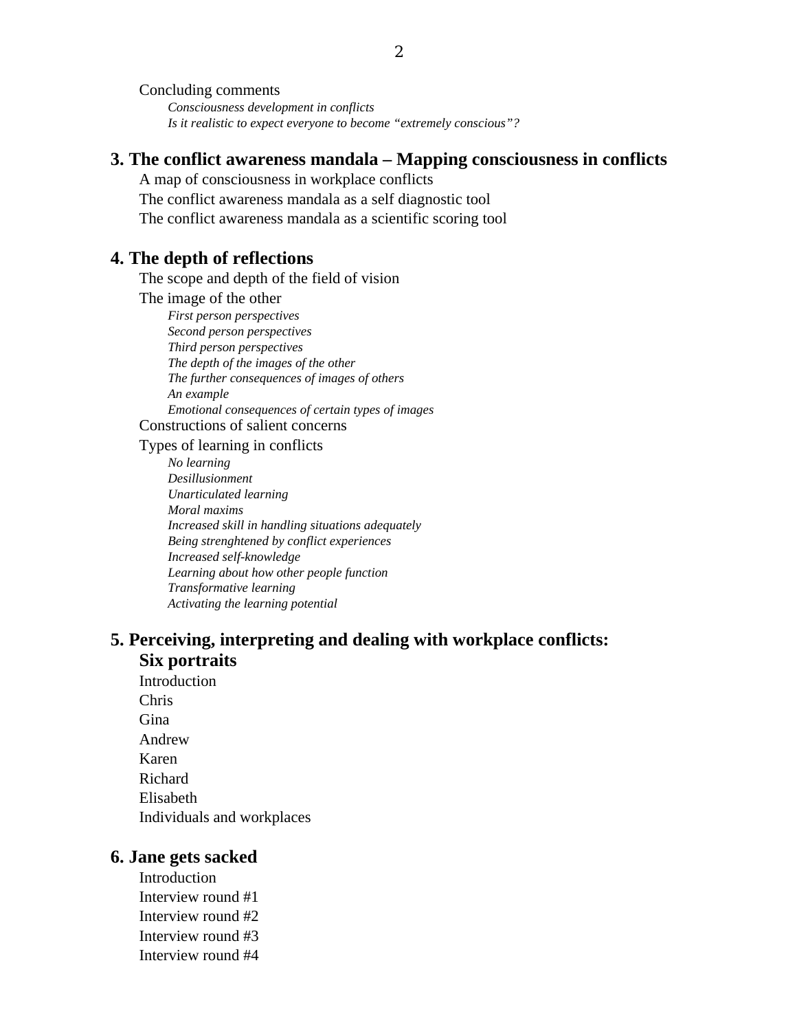Concluding comments

*Consciousness development in conflicts*

*Is it realistic to expect everyone to become "extremely conscious"?*

## 3. The conflict awareness mandala – Mapping consciousness in conflicts

A map of consciousness in workplace conflicts

The conflict awareness mandala as a self diagnostic tool

The conflict awareness mandala as a scientific scoring tool

## 4. The depth of reflections

The scope and depth of the field of vision

The image of the other

*First person perspectives*

*Second person perspectives*

*Third person perspectives*

*The depth of the images of the other*

*The further consequences of images of others*

*An example*

*Emotional consequences of certain types of images*

Constructions of salient concerns

Types of learning in conflicts

*No learning*

*Desillusionment*

*Unarticulated learning*

*Moral maxims*

*Increased skill in handling situations adequately*

*Being strenghtened by conflict experiences*

*Increased self-knowledge*

*Learning about how other people function*

*Transformative learning*

*Activating the learning potential*

## 5. Perceiving, interpreting and dealing with workplace conflicts: Six portraits

Introduction

Chris

Gina

Andrew

Karen

Richard

Elisabeth

Individuals and workplaces

## 6. Jane gets sacked

Introduction

Interview round #1

Interview round #2

Interview round #3

Interview round #4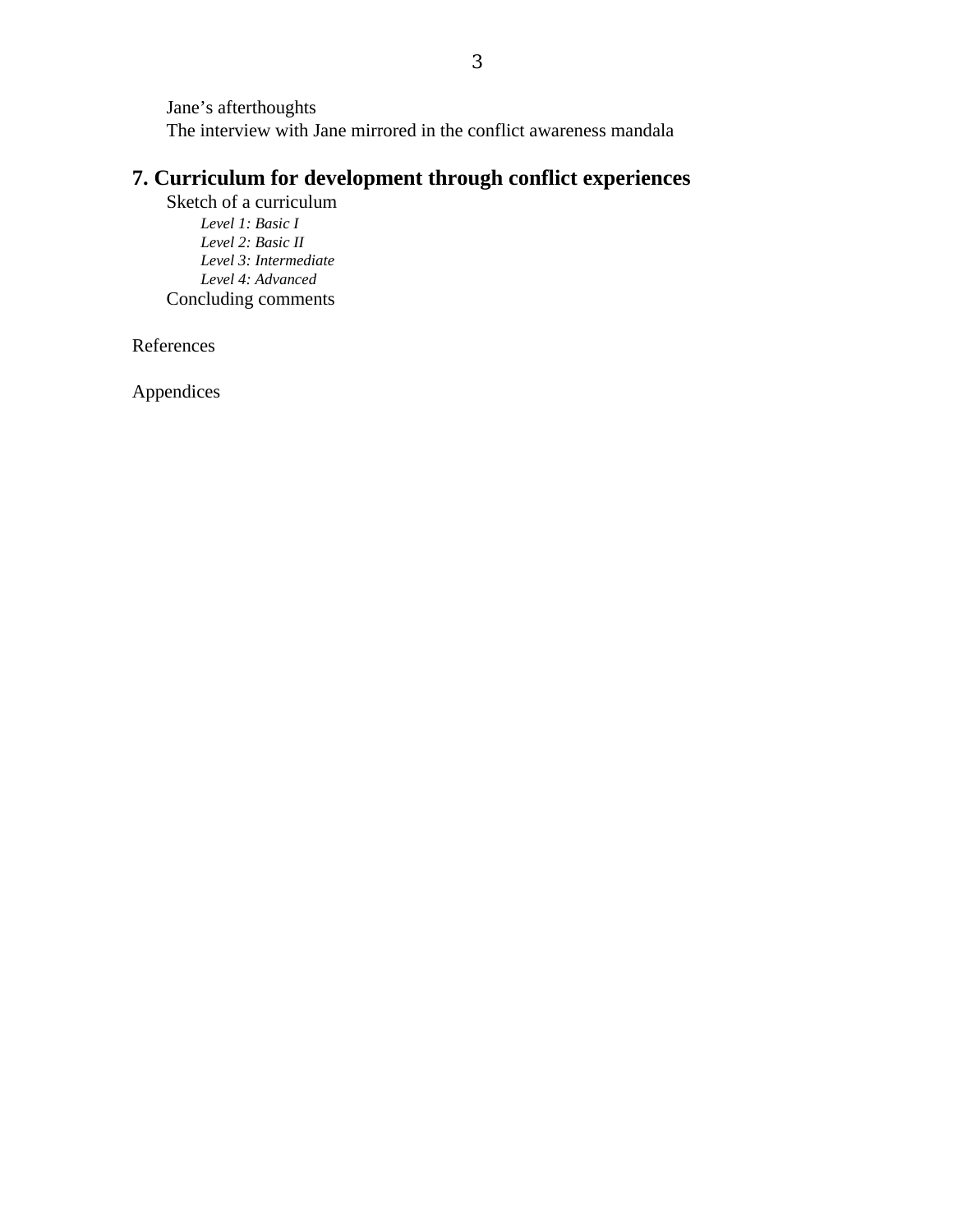Jane's afterthoughts
The interview with Jane mirrored in the conflict awareness mandala

## 7. Curriculum for development through conflict experiences

Sketch of a curriculum

*Level 1: Basic I*
*Level 2: Basic II*
*Level 3: Intermediate*
*Level 4: Advanced*

Concluding comments

References

Appendices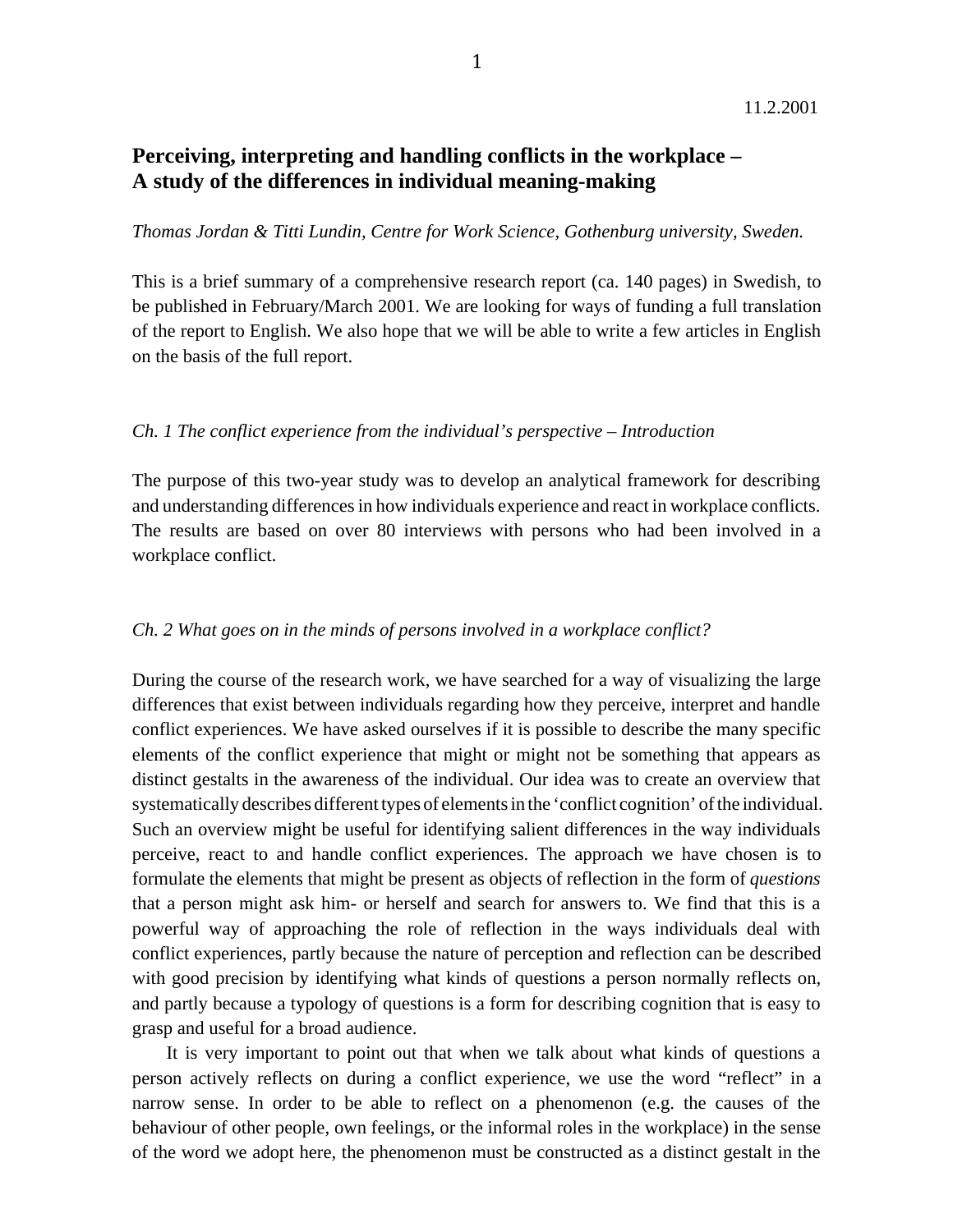11.2.2001

# Perceiving, interpreting and handling conflicts in the workplace – A study of the differences in individual meaning-making

*Thomas Jordan & Titti Lundin, Centre for Work Science, Gothenburg university, Sweden.*

This is a brief summary of a comprehensive research report (ca. 140 pages) in Swedish, to be published in February/March 2001. We are looking for ways of funding a full translation of the report to English. We also hope that we will be able to write a few articles in English on the basis of the full report.

## *Ch. 1 The conflict experience from the individual's perspective – Introduction*

The purpose of this two-year study was to develop an analytical framework for describing and understanding differences in how individuals experience and react in workplace conflicts. The results are based on over 80 interviews with persons who had been involved in a workplace conflict.

## *Ch. 2 What goes on in the minds of persons involved in a workplace conflict?*

During the course of the research work, we have searched for a way of visualizing the large differences that exist between individuals regarding how they perceive, interpret and handle conflict experiences. We have asked ourselves if it is possible to describe the many specific elements of the conflict experience that might or might not be something that appears as distinct gestalts in the awareness of the individual. Our idea was to create an overview that systematically describes different types of elements in the 'conflict cognition' of the individual. Such an overview might be useful for identifying salient differences in the way individuals perceive, react to and handle conflict experiences. The approach we have chosen is to formulate the elements that might be present as objects of reflection in the form of *questions* that a person might ask him- or herself and search for answers to. We find that this is a powerful way of approaching the role of reflection in the ways individuals deal with conflict experiences, partly because the nature of perception and reflection can be described with good precision by identifying what kinds of questions a person normally reflects on, and partly because a typology of questions is a form for describing cognition that is easy to grasp and useful for a broad audience.

It is very important to point out that when we talk about what kinds of questions a person actively reflects on during a conflict experience, we use the word "reflect" in a narrow sense. In order to be able to reflect on a phenomenon (e.g. the causes of the behaviour of other people, own feelings, or the informal roles in the workplace) in the sense of the word we adopt here, the phenomenon must be constructed as a distinct gestalt in the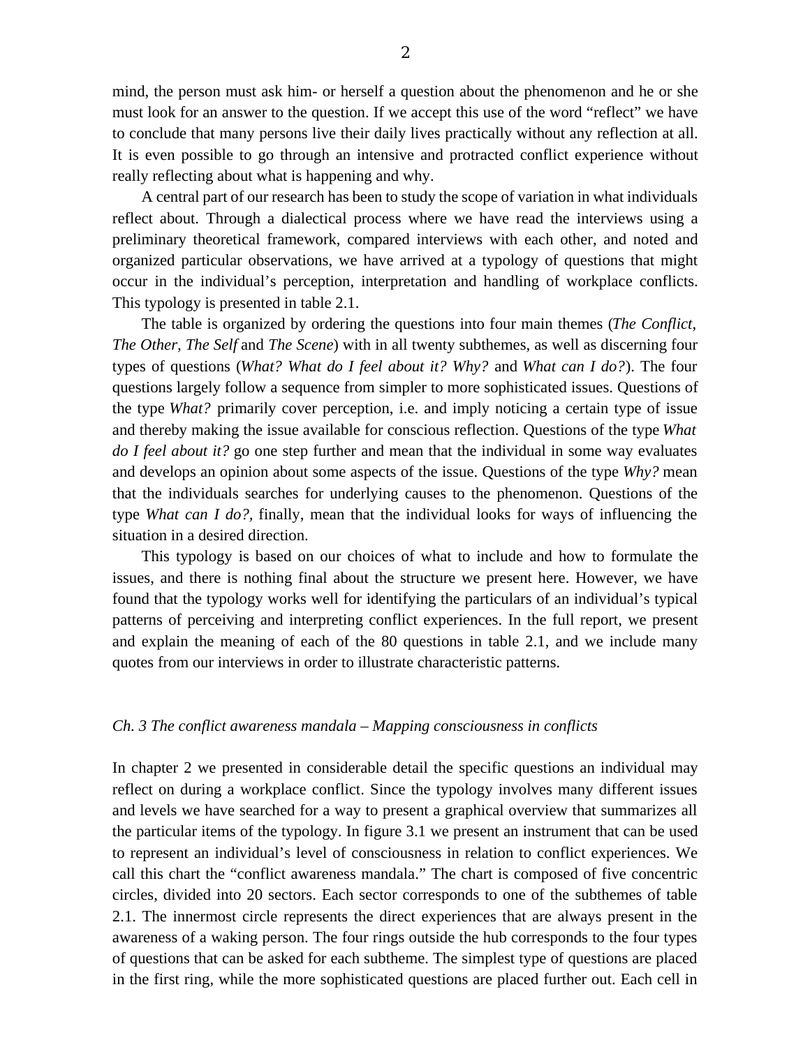mind, the person must ask him- or herself a question about the phenomenon and he or she must look for an answer to the question. If we accept this use of the word “reflect” we have to conclude that many persons live their daily lives practically without any reflection at all. It is even possible to go through an intensive and protracted conflict experience without really reflecting about what is happening and why.

A central part of our research has been to study the scope of variation in what individuals reflect about. Through a dialectical process where we have read the interviews using a preliminary theoretical framework, compared interviews with each other, and noted and organized particular observations, we have arrived at a typology of questions that might occur in the individual’s perception, interpretation and handling of workplace conflicts. This typology is presented in table 2.1.

The table is organized by ordering the questions into four main themes (*The Conflict, The Other, The Self* and *The Scene*) with in all twenty subthemes, as well as discerning four types of questions (*What? What do I feel about it? Why?* and *What can I do?*). The four questions largely follow a sequence from simpler to more sophisticated issues. Questions of the type *What?* primarily cover perception, i.e. and imply noticing a certain type of issue and thereby making the issue available for conscious reflection. Questions of the type *What do I feel about it?* go one step further and mean that the individual in some way evaluates and develops an opinion about some aspects of the issue. Questions of the type *Why?* mean that the individuals searches for underlying causes to the phenomenon. Questions of the type *What can I do?,* finally, mean that the individual looks for ways of influencing the situation in a desired direction.

This typology is based on our choices of what to include and how to formulate the issues, and there is nothing final about the structure we present here. However, we have found that the typology works well for identifying the particulars of an individual’s typical patterns of perceiving and interpreting conflict experiences. In the full report, we present and explain the meaning of each of the 80 questions in table 2.1, and we include many quotes from our interviews in order to illustrate characteristic patterns.

### *Ch. 3 The conflict awareness mandala – Mapping consciousness in conflicts*

In chapter 2 we presented in considerable detail the specific questions an individual may reflect on during a workplace conflict. Since the typology involves many different issues and levels we have searched for a way to present a graphical overview that summarizes all the particular items of the typology. In figure 3.1 we present an instrument that can be used to represent an individual’s level of consciousness in relation to conflict experiences. We call this chart the “conflict awareness mandala.” The chart is composed of five concentric circles, divided into 20 sectors. Each sector corresponds to one of the subthemes of table 2.1. The innermost circle represents the direct experiences that are always present in the awareness of a waking person. The four rings outside the hub corresponds to the four types of questions that can be asked for each subtheme. The simplest type of questions are placed in the first ring, while the more sophisticated questions are placed further out. Each cell in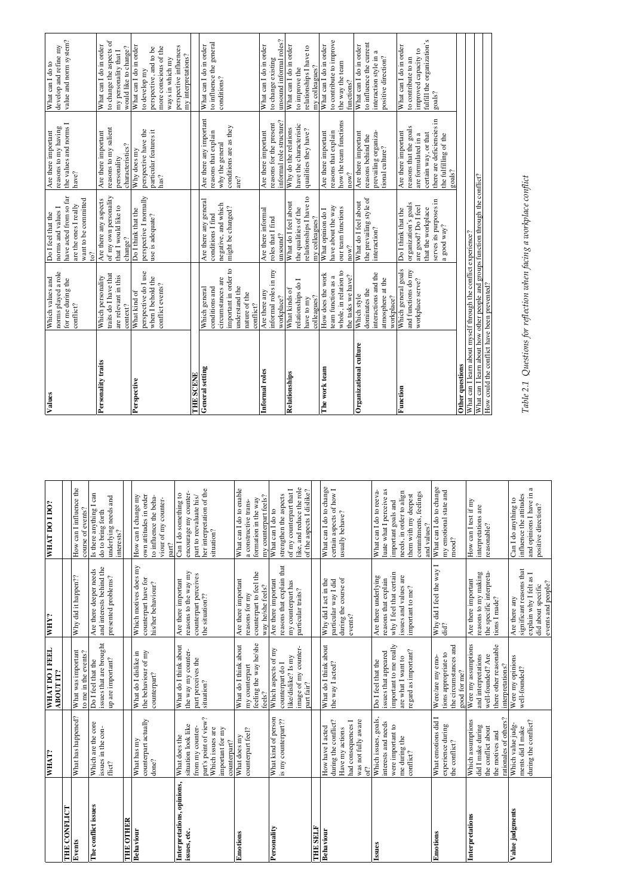|  | WHAT? | WHAT DO I FEEL ABOUT IT? | WHY? | WHAT DO I DO? |
|---|---|---|---|---|
| **THE CONFLICT** | | | | |
| **Events** | What has happened? | What was important to me in the events? | Why did it happen?? | How can I influence the course of events? |
| **The conflict issues** | Which are the core issues in the conflict? | Do I feel that the issues that are brought up are important? | Are there deeper needs and interests behind the presented problems? | Is there anything I can do to bring forth underlying needs and interests? |
| **THE OTHER** | | | | |
| **Behaviour** | What has my counterpart actually done? | What do I dislike in the behaviour of my counterpart? | Which motives does my counterpart have for his/her behaviour? | How can I change my own attitudes in order to influence the behaviour of my counterpart? |
| **Interpretations, opinions, issues, etc.** | What does the situation look like from my counterpart's point of view? Which issues are important for my counterpart? | What do I think about the way my counterpart perceives the situation? | Are there important reasons to the way my counterpart perceives the situation?? | Can I do something to encourage my counterpart to reevaluate his/her interpretation of the situation? |
| **Emotions** | What does my counterpart feel? | What do I think about my counterpart feeling the way he/she feels? | Are there important reasons for my counterpart to feel the way he/she feels? | What can I do to enable a constructive transformation in the way my counterpart feels? |
| **Personality** | What kind of person is my counterpart?? | Which aspects of my counterpart do I like/dislike? Is my image of my counterpart fair? | Are there important reasons that explain that my counterpart has particular traits? | What can I do to strengthen the aspects of my counterpart that I like, and reduce the role of the aspects I dislike? |
| **THE SELF** | | | | |
| **Behaviour** | How have I acted during the conflict? Have my actions had consequences I was not fully aware of? | What do I think about the way I acted? | Why did I act in the particular way I did during the course of events? | What can I do to change certain aspects of how I usually behave? |
| **Issues** | Which issues, goals, interests and needs were important to me during the conflict? | Do I feel that the issues that appeared important to me really are what I want to regard as important? | Are there underlying reasons that explain why I feel that certain issues and values are important to me? | What can I do to reevaluate what I perceive as important goals and needs, in order to align them with my deepest commitments, feelings and values? |
| **Emotions** | What emotions did I experience during the conflict? | Were/are my emotions appropriate to the circumstances and good for me? | Why did I feel the way I did? | What can I do to change my emotional state and mood? |
| **Interpretations** | Which assumptions did I make during the conflict about the motives and rationales of others? | Were my assumptions and interpretations well-founded? Are there other reasonable interpretations? | Are there important reasons to my making the specific interpretations I made? | How can I test if my interpretations are reasonable? |
| **Value judgments** | Which value judgments did I make during the conflict? | Were my opinions well-founded? | Are there any significant reasons that explain why I felt as I did about specific events and people? | Can I do anything to influence the attitudes and opinions I have in a positive direction? |
| **Values** | Which values and norms played a role for me during the conflict? | Do I feel that the norms and values I have acted from so far are the ones I really want to be committed to? | Are there important reasons to my having the values and norms I have? | What can I do to develop and refine my value and norm system? |
| **Personality traits** | Which personality traits do I have that are relevant in this context? | Are there any aspects of my own personality that I would like to change? | Are there important reasons to my salient personality characteristics? | What can I do in order to change the aspects of my personality that I would like to change? |
| **Perspective** | What kind of perspective do I use when I behold the conflict events? | Do I think that the perspective I normally use is adequate? | Why does my perspective have the particular features it has? | What can I do in order to develop my perspective, and to be more conscious of the ways in which my perspective influences my interpretations? |
| **THE SCENE** | | | | |
| **General setting** | Which general conditions and circumstances are important in order to understand the nature of the conflict? | Are there any general conditions I find negative, and which might be changed? | Are there any important reasons that explain why the general conditions are as they are? | What can I do in order to influence the general conditions? |
| **Informal roles** | Are there any informal roles in my workplace? | Are there informal roles that I find unsound? | Are there important reasons for the present informal role structure? | What can I do in order to change existing unsound informal roles? |
| **Relationships** | What kinds of relationships do I have to my colleagues? | What do I feel about the qualities of the relationships I have to my colleagues? | Why do the relations have the characteristic qualities they have? | What can I do in order to improve the relationships I have to my colleagues? |
| **The work team** | How does the work team function as a whole, in relation to the tasks we have? | What opinion do I have about the way our team functions now? | Are there important reasons that explain how the team functions now? | What can I do in order to contribute to improve the way the team functions? |
| **Organizational culture** | Which style dominates the interactions and the atmosphere at the workplace? | What do I feel about the prevailing style of interaction? | Are there important reasons behind the prevailing organizational culture? | What can I do in order to influence the current interaction style in a positive direction? |
| **Function** | Which general goals and functions do my workplace serve? | Do I think that the organization's goals are good? Do I feel that the workplace serves its purposes in a good way? | Are there important reasons that the goals are formulated in a certain way, or that there are deficiencies in the fulfilling of the goals? | What can I do in order to contribute to an improved capacity to fulfill the organization's goals? |
| **Other questions** | | | | |
| What can I learn about myself through the conflict experience? | | | | |
| What can I learn about how other people and groups function through the conflict? | | | | |
| How could the conflict have been prevented? | | | | |

*Table 2.1 Questions for reflection when facing a workplace conflict*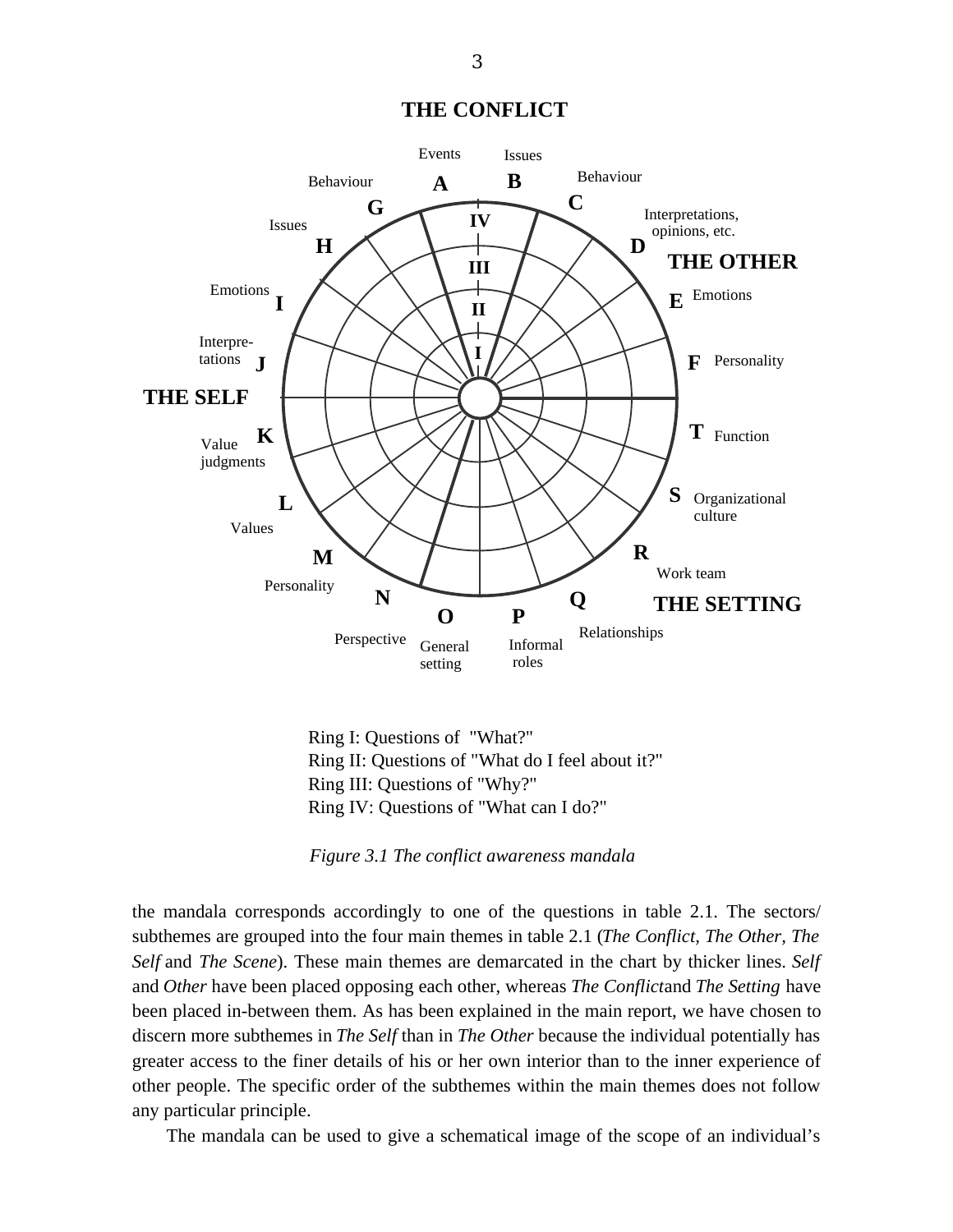**THE CONFLICT**

Ring I: Questions of "What?"
Ring II: Questions of "What do I feel about it?"
Ring III: Questions of "Why?"
Ring IV: Questions of "What can I do?"

*Figure 3.1 The conflict awareness mandala*

the mandala corresponds accordingly to one of the questions in table 2.1. The sectors/ subthemes are grouped into the four main themes in table 2.1 (*The Conflict, The Other, The Self* and *The Scene*). These main themes are demarcated in the chart by thicker lines. *Self* and *Other* have been placed opposing each other, whereas *The Conflict*and *The Setting* have been placed in-between them. As has been explained in the main report, we have chosen to discern more subthemes in *The Self* than in *The Other* because the individual potentially has greater access to the finer details of his or her own interior than to the inner experience of other people. The specific order of the subthemes within the main themes does not follow any particular principle.

The mandala can be used to give a schematical image of the scope of an individual's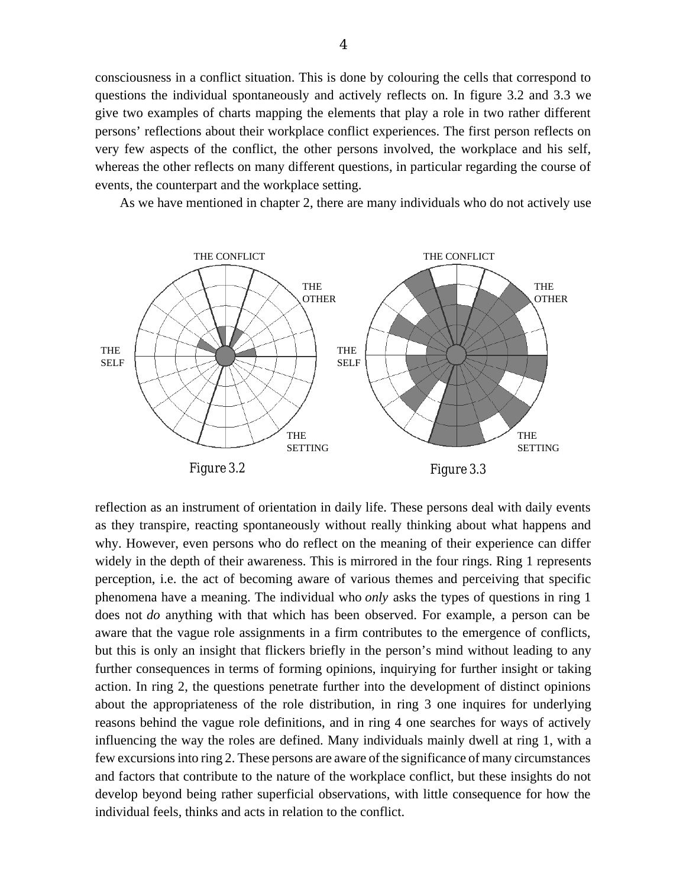consciousness in a conflict situation. This is done by colouring the cells that correspond to questions the individual spontaneously and actively reflects on. In figure 3.2 and 3.3 we give two examples of charts mapping the elements that play a role in two rather different persons' reflections about their workplace conflict experiences. The first person reflects on very few aspects of the conflict, the other persons involved, the workplace and his self, whereas the other reflects on many different questions, in particular regarding the course of events, the counterpart and the workplace setting.

As we have mentioned in chapter 2, there are many individuals who do not actively use

THE CONFLICT THE OTHER THE SELF THE SETTING

*Figure 3.2*

THE CONFLICT THE OTHER THE SELF THE SETTING

*Figure 3.3*

reflection as an instrument of orientation in daily life. These persons deal with daily events as they transpire, reacting spontaneously without really thinking about what happens and why. However, even persons who do reflect on the meaning of their experience can differ widely in the depth of their awareness. This is mirrored in the four rings. Ring 1 represents perception, i.e. the act of becoming aware of various themes and perceiving that specific phenomena have a meaning. The individual who *only* asks the types of questions in ring 1 does not *do* anything with that which has been observed. For example, a person can be aware that the vague role assignments in a firm contributes to the emergence of conflicts, but this is only an insight that flickers briefly in the person's mind without leading to any further consequences in terms of forming opinions, inquirying for further insight or taking action. In ring 2, the questions penetrate further into the development of distinct opinions about the appropriateness of the role distribution, in ring 3 one inquires for underlying reasons behind the vague role definitions, and in ring 4 one searches for ways of actively influencing the way the roles are defined. Many individuals mainly dwell at ring 1, with a few excursions into ring 2. These persons are aware of the significance of many circumstances and factors that contribute to the nature of the workplace conflict, but these insights do not develop beyond being rather superficial observations, with little consequence for how the individual feels, thinks and acts in relation to the conflict.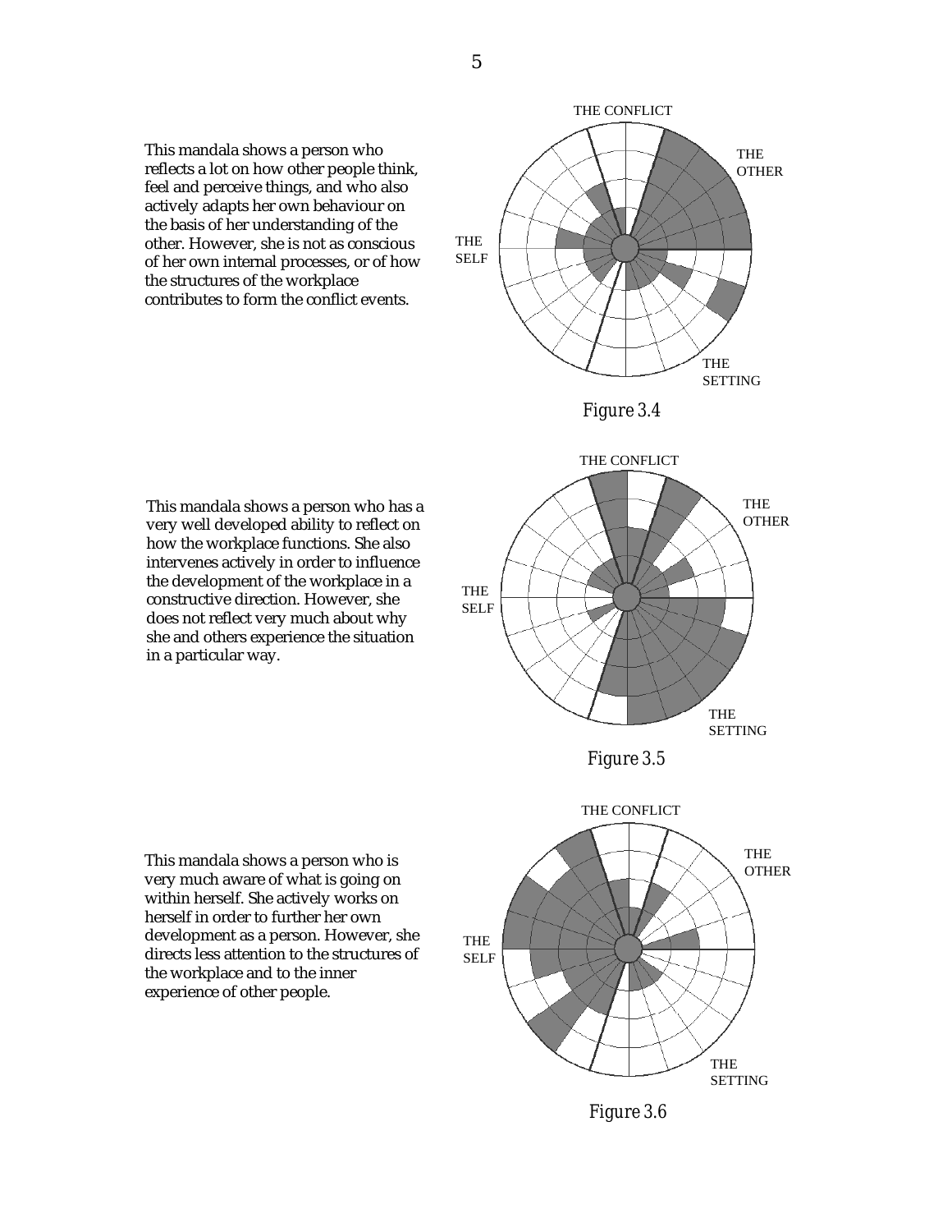This mandala shows a person who reflects a lot on how other people think, feel and perceive things, and who also actively adapts her own behaviour on the basis of her understanding of the other. However, she is not as conscious of her own internal processes, or of how the structures of the workplace contributes to form the conflict events.

*Figure 3.4*

This mandala shows a person who has a very well developed ability to reflect on how the workplace functions. She also intervenes actively in order to influence the development of the workplace in a constructive direction. However, she does not reflect very much about why she and others experience the situation in a particular way.

*Figure 3.5*

This mandala shows a person who is very much aware of what is going on within herself. She actively works on herself in order to further her own development as a person. However, she directs less attention to the structures of the workplace and to the inner experience of other people.

*Figure 3.6*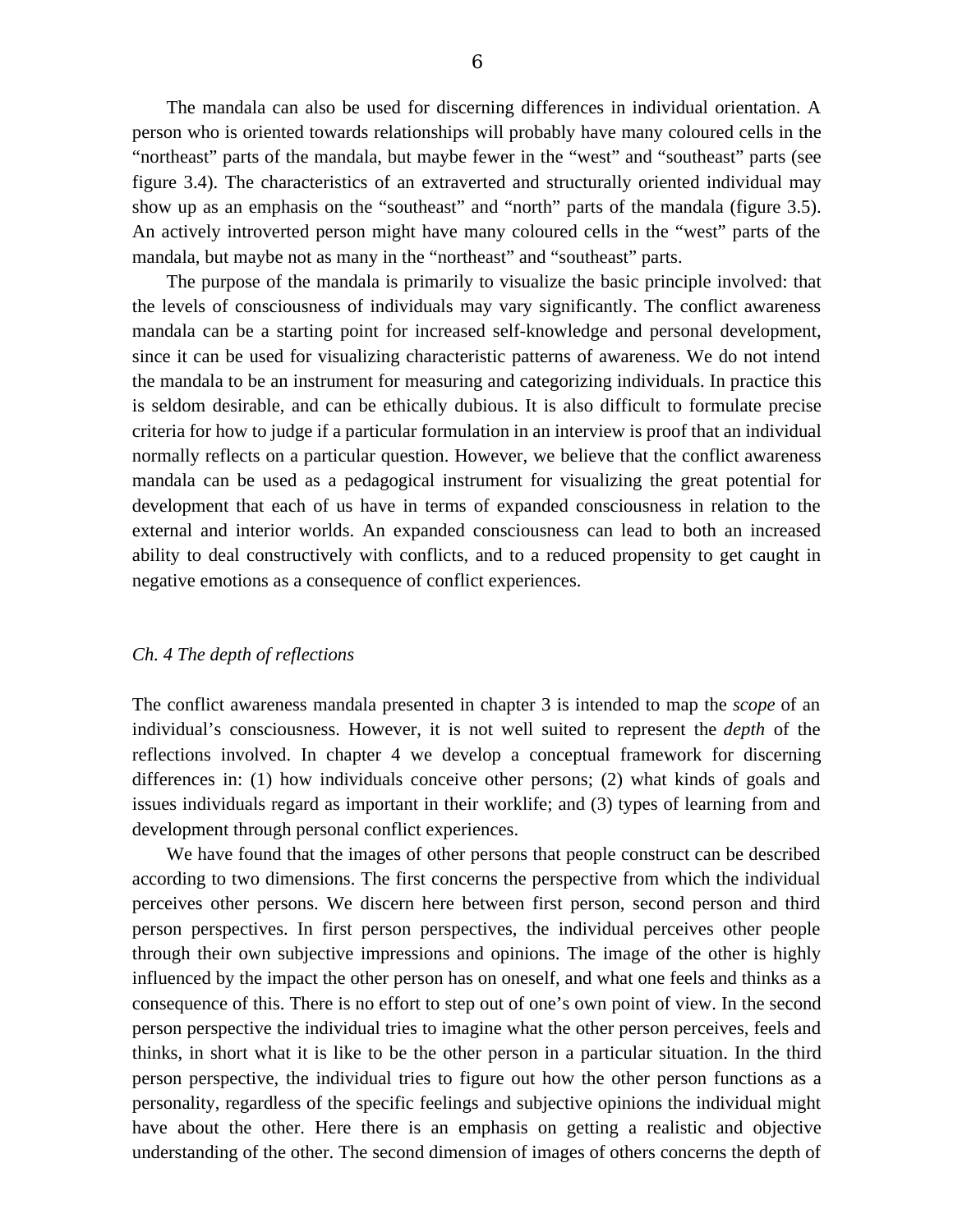The mandala can also be used for discerning differences in individual orientation. A person who is oriented towards relationships will probably have many coloured cells in the “northeast” parts of the mandala, but maybe fewer in the “west” and “southeast” parts (see figure 3.4). The characteristics of an extraverted and structurally oriented individual may show up as an emphasis on the “southeast” and “north” parts of the mandala (figure 3.5). An actively introverted person might have many coloured cells in the “west” parts of the mandala, but maybe not as many in the “northeast” and “southeast” parts.

The purpose of the mandala is primarily to visualize the basic principle involved: that the levels of consciousness of individuals may vary significantly. The conflict awareness mandala can be a starting point for increased self-knowledge and personal development, since it can be used for visualizing characteristic patterns of awareness. We do not intend the mandala to be an instrument for measuring and categorizing individuals. In practice this is seldom desirable, and can be ethically dubious. It is also difficult to formulate precise criteria for how to judge if a particular formulation in an interview is proof that an individual normally reflects on a particular question. However, we believe that the conflict awareness mandala can be used as a pedagogical instrument for visualizing the great potential for development that each of us have in terms of expanded consciousness in relation to the external and interior worlds. An expanded consciousness can lead to both an increased ability to deal constructively with conflicts, and to a reduced propensity to get caught in negative emotions as a consequence of conflict experiences.

## *Ch. 4 The depth of reflections*

The conflict awareness mandala presented in chapter 3 is intended to map the *scope* of an individual’s consciousness. However, it is not well suited to represent the *depth* of the reflections involved. In chapter 4 we develop a conceptual framework for discerning differences in: (1) how individuals conceive other persons; (2) what kinds of goals and issues individuals regard as important in their worklife; and (3) types of learning from and development through personal conflict experiences.

We have found that the images of other persons that people construct can be described according to two dimensions. The first concerns the perspective from which the individual perceives other persons. We discern here between first person, second person and third person perspectives. In first person perspectives, the individual perceives other people through their own subjective impressions and opinions. The image of the other is highly influenced by the impact the other person has on oneself, and what one feels and thinks as a consequence of this. There is no effort to step out of one’s own point of view. In the second person perspective the individual tries to imagine what the other person perceives, feels and thinks, in short what it is like to be the other person in a particular situation. In the third person perspective, the individual tries to figure out how the other person functions as a personality, regardless of the specific feelings and subjective opinions the individual might have about the other. Here there is an emphasis on getting a realistic and objective understanding of the other. The second dimension of images of others concerns the depth of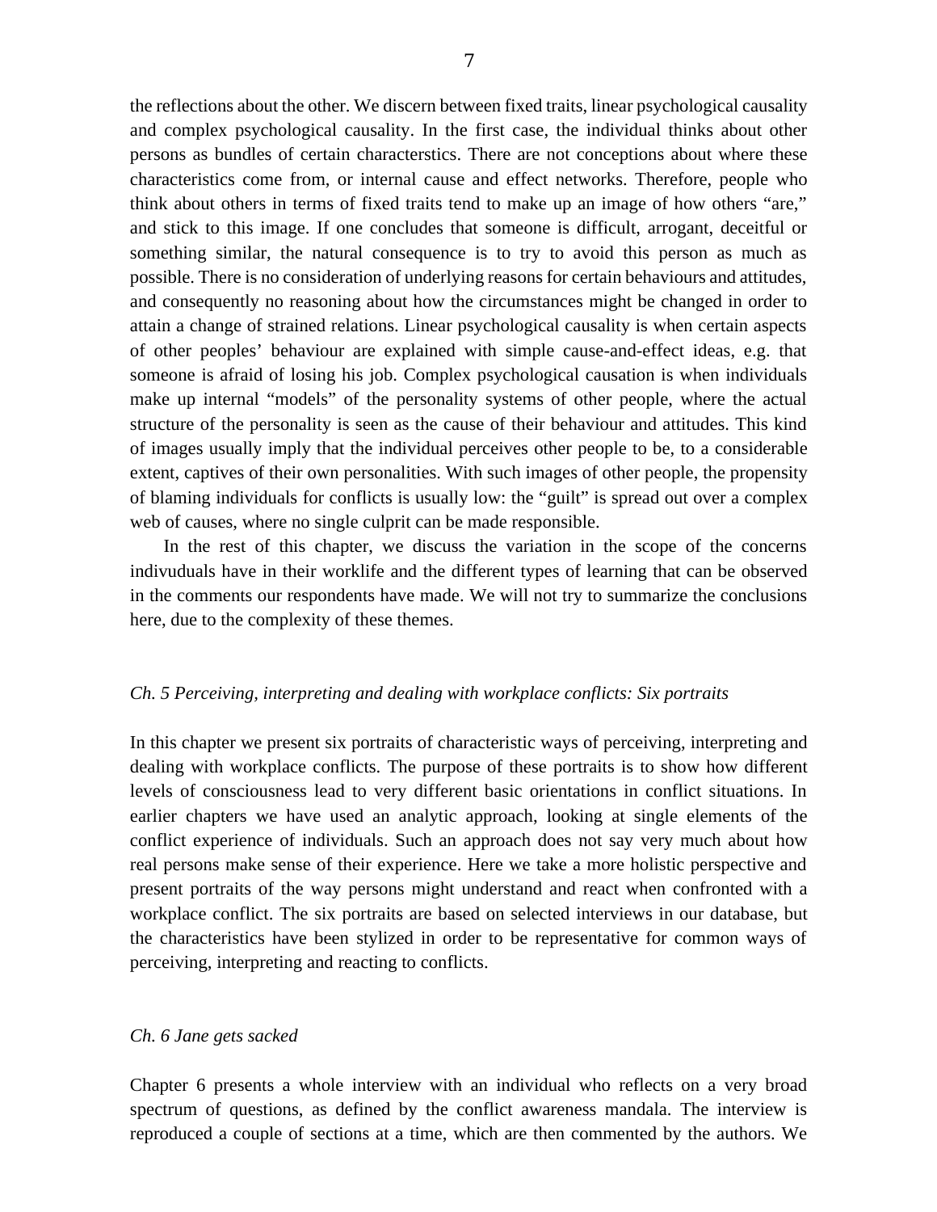the reflections about the other. We discern between fixed traits, linear psychological causality and complex psychological causality. In the first case, the individual thinks about other persons as bundles of certain characterstics. There are not conceptions about where these characteristics come from, or internal cause and effect networks. Therefore, people who think about others in terms of fixed traits tend to make up an image of how others "are," and stick to this image. If one concludes that someone is difficult, arrogant, deceitful or something similar, the natural consequence is to try to avoid this person as much as possible. There is no consideration of underlying reasons for certain behaviours and attitudes, and consequently no reasoning about how the circumstances might be changed in order to attain a change of strained relations. Linear psychological causality is when certain aspects of other peoples' behaviour are explained with simple cause-and-effect ideas, e.g. that someone is afraid of losing his job. Complex psychological causation is when individuals make up internal "models" of the personality systems of other people, where the actual structure of the personality is seen as the cause of their behaviour and attitudes. This kind of images usually imply that the individual perceives other people to be, to a considerable extent, captives of their own personalities. With such images of other people, the propensity of blaming individuals for conflicts is usually low: the "guilt" is spread out over a complex web of causes, where no single culprit can be made responsible.

In the rest of this chapter, we discuss the variation in the scope of the concerns indivuduals have in their worklife and the different types of learning that can be observed in the comments our respondents have made. We will not try to summarize the conclusions here, due to the complexity of these themes.

*Ch. 5 Perceiving, interpreting and dealing with workplace conflicts: Six portraits*

In this chapter we present six portraits of characteristic ways of perceiving, interpreting and dealing with workplace conflicts. The purpose of these portraits is to show how different levels of consciousness lead to very different basic orientations in conflict situations. In earlier chapters we have used an analytic approach, looking at single elements of the conflict experience of individuals. Such an approach does not say very much about how real persons make sense of their experience. Here we take a more holistic perspective and present portraits of the way persons might understand and react when confronted with a workplace conflict. The six portraits are based on selected interviews in our database, but the characteristics have been stylized in order to be representative for common ways of perceiving, interpreting and reacting to conflicts.

*Ch. 6 Jane gets sacked*

Chapter 6 presents a whole interview with an individual who reflects on a very broad spectrum of questions, as defined by the conflict awareness mandala. The interview is reproduced a couple of sections at a time, which are then commented by the authors. We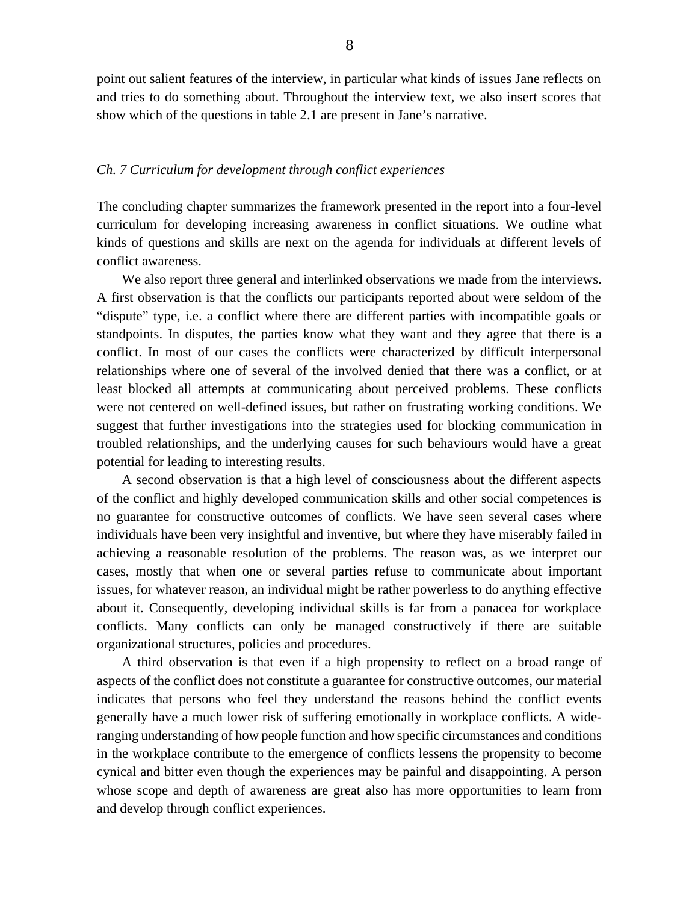point out salient features of the interview, in particular what kinds of issues Jane reflects on and tries to do something about. Throughout the interview text, we also insert scores that show which of the questions in table 2.1 are present in Jane's narrative.

*Ch. 7 Curriculum for development through conflict experiences*

The concluding chapter summarizes the framework presented in the report into a four-level curriculum for developing increasing awareness in conflict situations. We outline what kinds of questions and skills are next on the agenda for individuals at different levels of conflict awareness.

We also report three general and interlinked observations we made from the interviews. A first observation is that the conflicts our participants reported about were seldom of the "dispute" type, i.e. a conflict where there are different parties with incompatible goals or standpoints. In disputes, the parties know what they want and they agree that there is a conflict. In most of our cases the conflicts were characterized by difficult interpersonal relationships where one of several of the involved denied that there was a conflict, or at least blocked all attempts at communicating about perceived problems. These conflicts were not centered on well-defined issues, but rather on frustrating working conditions. We suggest that further investigations into the strategies used for blocking communication in troubled relationships, and the underlying causes for such behaviours would have a great potential for leading to interesting results.

A second observation is that a high level of consciousness about the different aspects of the conflict and highly developed communication skills and other social competences is no guarantee for constructive outcomes of conflicts. We have seen several cases where individuals have been very insightful and inventive, but where they have miserably failed in achieving a reasonable resolution of the problems. The reason was, as we interpret our cases, mostly that when one or several parties refuse to communicate about important issues, for whatever reason, an individual might be rather powerless to do anything effective about it. Consequently, developing individual skills is far from a panacea for workplace conflicts. Many conflicts can only be managed constructively if there are suitable organizational structures, policies and procedures.

A third observation is that even if a high propensity to reflect on a broad range of aspects of the conflict does not constitute a guarantee for constructive outcomes, our material indicates that persons who feel they understand the reasons behind the conflict events generally have a much lower risk of suffering emotionally in workplace conflicts. A wide-ranging understanding of how people function and how specific circumstances and conditions in the workplace contribute to the emergence of conflicts lessens the propensity to become cynical and bitter even though the experiences may be painful and disappointing. A person whose scope and depth of awareness are great also has more opportunities to learn from and develop through conflict experiences.